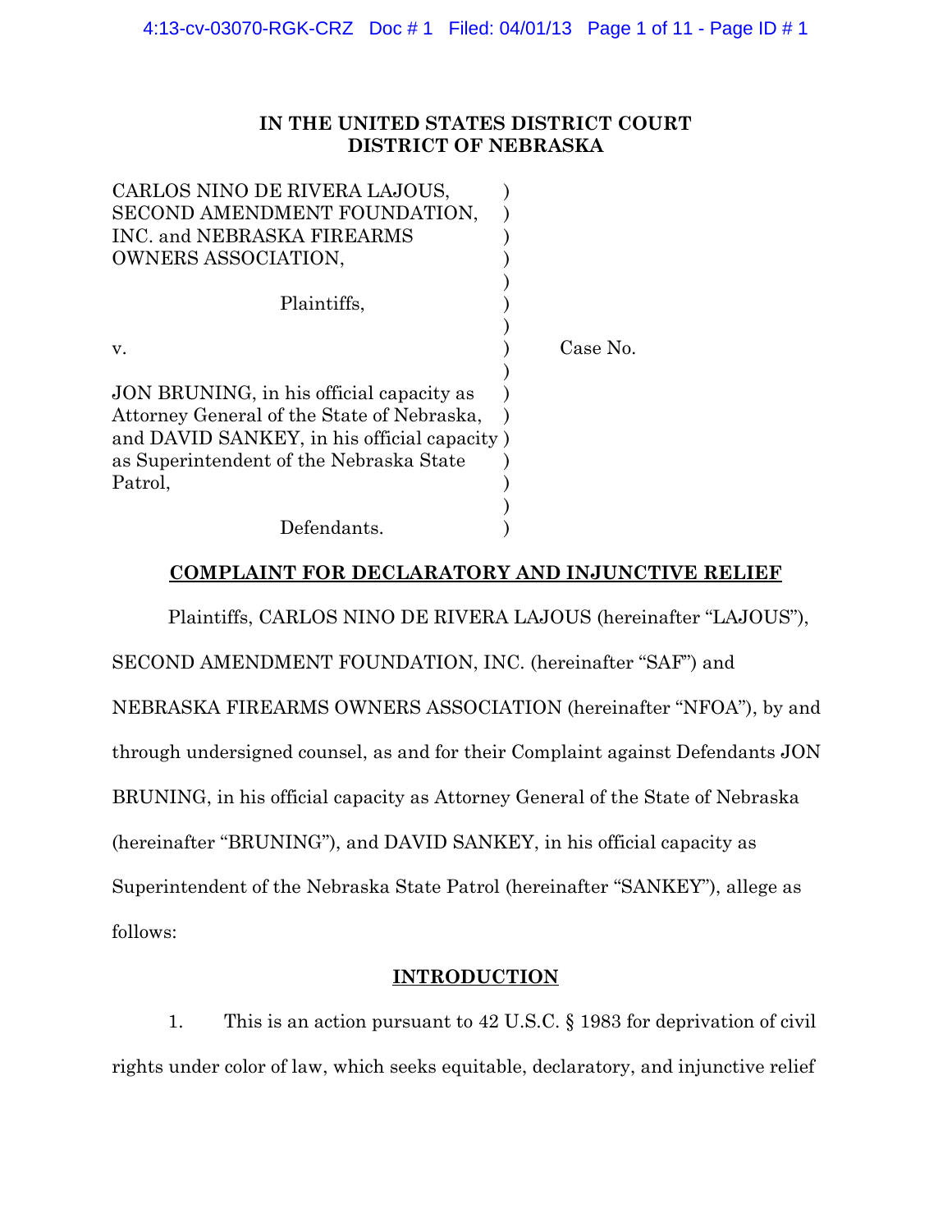# IN THE UNITED STATES DISTRICT COURT
# DISTRICT OF NEBRASKA

CARLOS NINO DE RIVERA LAJOUS, SECOND AMENDMENT FOUNDATION, INC. and NEBRASKA FIREARMS OWNERS ASSOCIATION,

Plaintiffs,

v.

JON BRUNING, in his official capacity as Attorney General of the State of Nebraska, and DAVID SANKEY, in his official capacity as Superintendent of the Nebraska State Patrol,

Defendants.

Case No.

## COMPLAINT FOR DECLARATORY AND INJUNCTIVE RELIEF

Plaintiffs, CARLOS NINO DE RIVERA LAJOUS (hereinafter "LAJOUS"), SECOND AMENDMENT FOUNDATION, INC. (hereinafter "SAF") and NEBRASKA FIREARMS OWNERS ASSOCIATION (hereinafter "NFOA"), by and through undersigned counsel, as and for their Complaint against Defendants JON BRUNING, in his official capacity as Attorney General of the State of Nebraska (hereinafter "BRUNING"), and DAVID SANKEY, in his official capacity as Superintendent of the Nebraska State Patrol (hereinafter "SANKEY"), allege as follows:

## INTRODUCTION

1. This is an action pursuant to 42 U.S.C. § 1983 for deprivation of civil rights under color of law, which seeks equitable, declaratory, and injunctive relief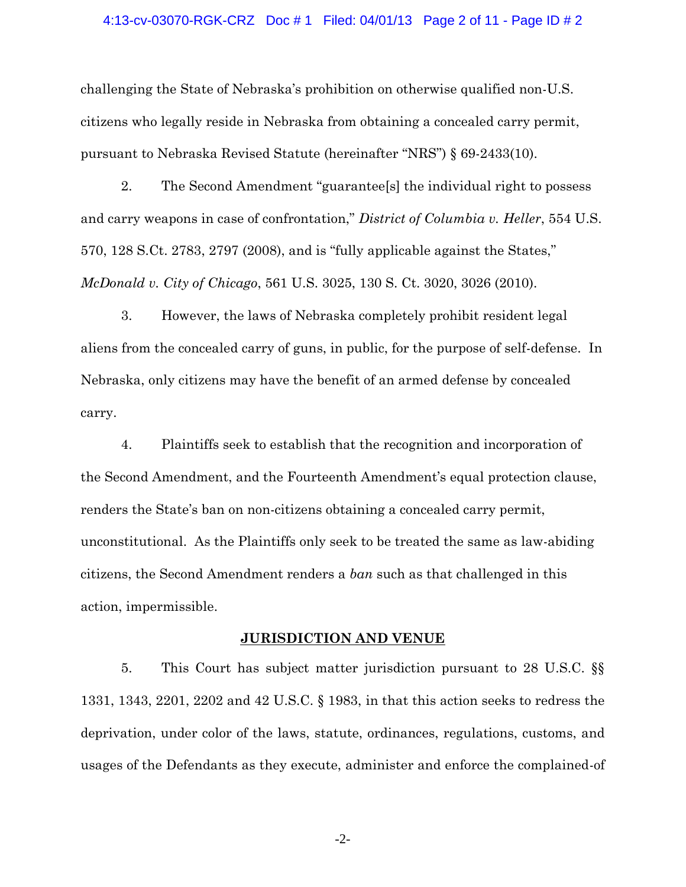challenging the State of Nebraska's prohibition on otherwise qualified non-U.S. citizens who legally reside in Nebraska from obtaining a concealed carry permit, pursuant to Nebraska Revised Statute (hereinafter "NRS") § 69-2433(10).

2. The Second Amendment "guarantee[s] the individual right to possess and carry weapons in case of confrontation," *District of Columbia v. Heller*, 554 U.S. 570, 128 S.Ct. 2783, 2797 (2008), and is "fully applicable against the States," *McDonald v. City of Chicago*, 561 U.S. 3025, 130 S. Ct. 3020, 3026 (2010).

3. However, the laws of Nebraska completely prohibit resident legal aliens from the concealed carry of guns, in public, for the purpose of self-defense. In Nebraska, only citizens may have the benefit of an armed defense by concealed carry.

4. Plaintiffs seek to establish that the recognition and incorporation of the Second Amendment, and the Fourteenth Amendment's equal protection clause, renders the State's ban on non-citizens obtaining a concealed carry permit, unconstitutional. As the Plaintiffs only seek to be treated the same as law-abiding citizens, the Second Amendment renders a *ban* such as that challenged in this action, impermissible.

## JURISDICTION AND VENUE

5. This Court has subject matter jurisdiction pursuant to 28 U.S.C. §§ 1331, 1343, 2201, 2202 and 42 U.S.C. § 1983, in that this action seeks to redress the deprivation, under color of the laws, statute, ordinances, regulations, customs, and usages of the Defendants as they execute, administer and enforce the complained-of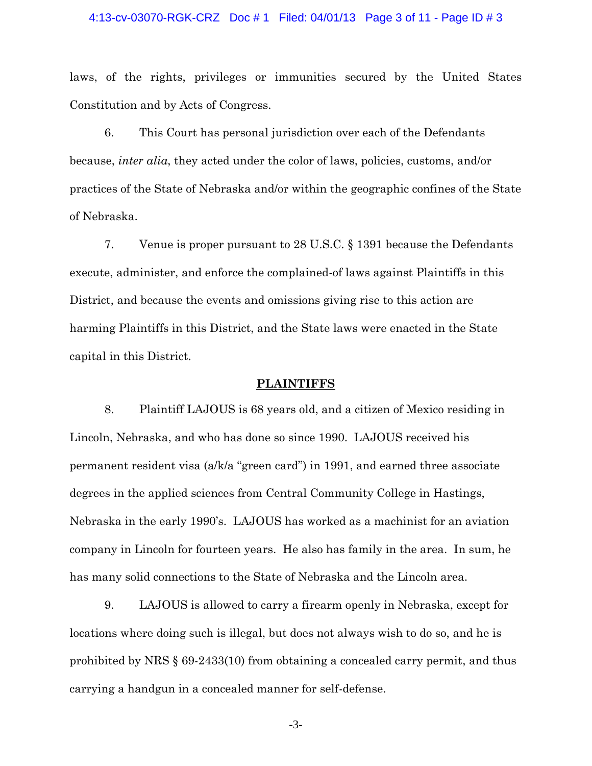laws, of the rights, privileges or immunities secured by the United States Constitution and by Acts of Congress.

6. This Court has personal jurisdiction over each of the Defendants because, *inter alia*, they acted under the color of laws, policies, customs, and/or practices of the State of Nebraska and/or within the geographic confines of the State of Nebraska.

7. Venue is proper pursuant to 28 U.S.C. § 1391 because the Defendants execute, administer, and enforce the complained-of laws against Plaintiffs in this District, and because the events and omissions giving rise to this action are harming Plaintiffs in this District, and the State laws were enacted in the State capital in this District.

## PLAINTIFFS

8. Plaintiff LAJOUS is 68 years old, and a citizen of Mexico residing in Lincoln, Nebraska, and who has done so since 1990. LAJOUS received his permanent resident visa (a/k/a "green card") in 1991, and earned three associate degrees in the applied sciences from Central Community College in Hastings, Nebraska in the early 1990's. LAJOUS has worked as a machinist for an aviation company in Lincoln for fourteen years. He also has family in the area. In sum, he has many solid connections to the State of Nebraska and the Lincoln area.

9. LAJOUS is allowed to carry a firearm openly in Nebraska, except for locations where doing such is illegal, but does not always wish to do so, and he is prohibited by NRS § 69-2433(10) from obtaining a concealed carry permit, and thus carrying a handgun in a concealed manner for self-defense.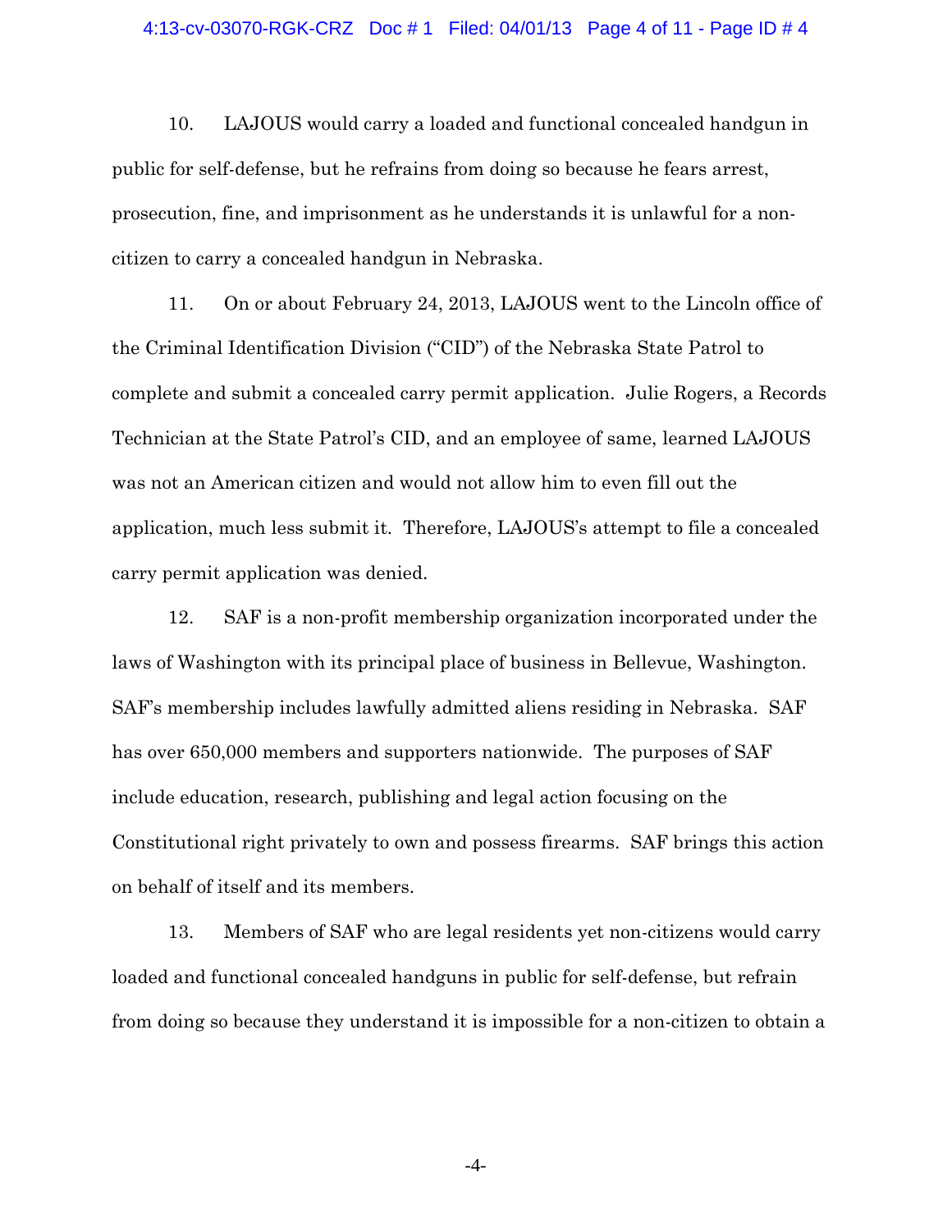10. LAJOUS would carry a loaded and functional concealed handgun in public for self-defense, but he refrains from doing so because he fears arrest, prosecution, fine, and imprisonment as he understands it is unlawful for a non-citizen to carry a concealed handgun in Nebraska.

11. On or about February 24, 2013, LAJOUS went to the Lincoln office of the Criminal Identification Division ("CID") of the Nebraska State Patrol to complete and submit a concealed carry permit application. Julie Rogers, a Records Technician at the State Patrol's CID, and an employee of same, learned LAJOUS was not an American citizen and would not allow him to even fill out the application, much less submit it. Therefore, LAJOUS's attempt to file a concealed carry permit application was denied.

12. SAF is a non-profit membership organization incorporated under the laws of Washington with its principal place of business in Bellevue, Washington. SAF's membership includes lawfully admitted aliens residing in Nebraska. SAF has over 650,000 members and supporters nationwide. The purposes of SAF include education, research, publishing and legal action focusing on the Constitutional right privately to own and possess firearms. SAF brings this action on behalf of itself and its members.

13. Members of SAF who are legal residents yet non-citizens would carry loaded and functional concealed handguns in public for self-defense, but refrain from doing so because they understand it is impossible for a non-citizen to obtain a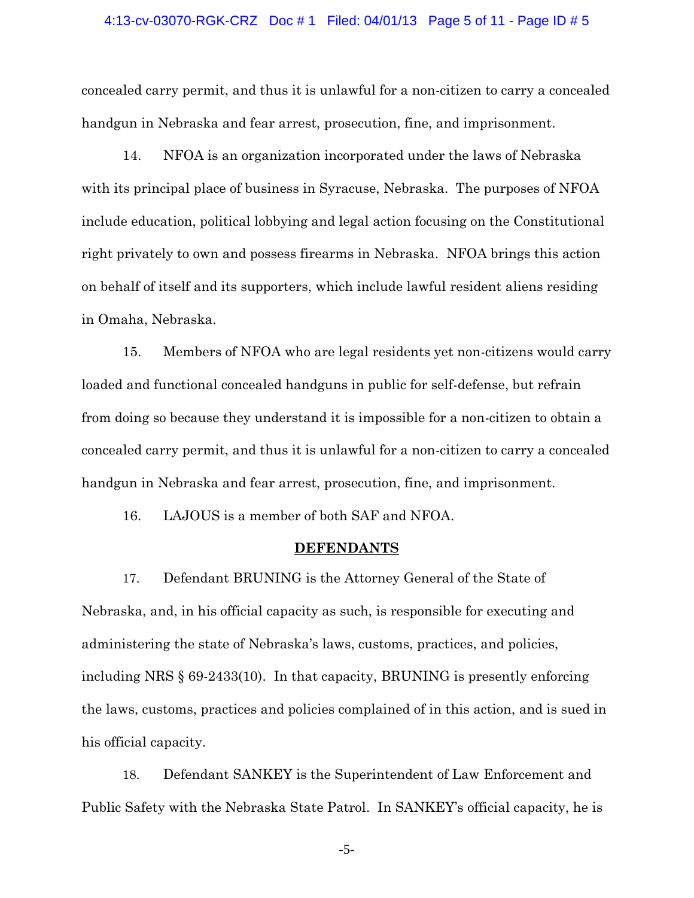concealed carry permit, and thus it is unlawful for a non-citizen to carry a concealed handgun in Nebraska and fear arrest, prosecution, fine, and imprisonment.

14. NFOA is an organization incorporated under the laws of Nebraska with its principal place of business in Syracuse, Nebraska. The purposes of NFOA include education, political lobbying and legal action focusing on the Constitutional right privately to own and possess firearms in Nebraska. NFOA brings this action on behalf of itself and its supporters, which include lawful resident aliens residing in Omaha, Nebraska.

15. Members of NFOA who are legal residents yet non-citizens would carry loaded and functional concealed handguns in public for self-defense, but refrain from doing so because they understand it is impossible for a non-citizen to obtain a concealed carry permit, and thus it is unlawful for a non-citizen to carry a concealed handgun in Nebraska and fear arrest, prosecution, fine, and imprisonment.

16. LAJOUS is a member of both SAF and NFOA.

**DEFENDANTS**

17. Defendant BRUNING is the Attorney General of the State of Nebraska, and, in his official capacity as such, is responsible for executing and administering the state of Nebraska's laws, customs, practices, and policies, including NRS § 69-2433(10). In that capacity, BRUNING is presently enforcing the laws, customs, practices and policies complained of in this action, and is sued in his official capacity.

18. Defendant SANKEY is the Superintendent of Law Enforcement and Public Safety with the Nebraska State Patrol. In SANKEY's official capacity, he is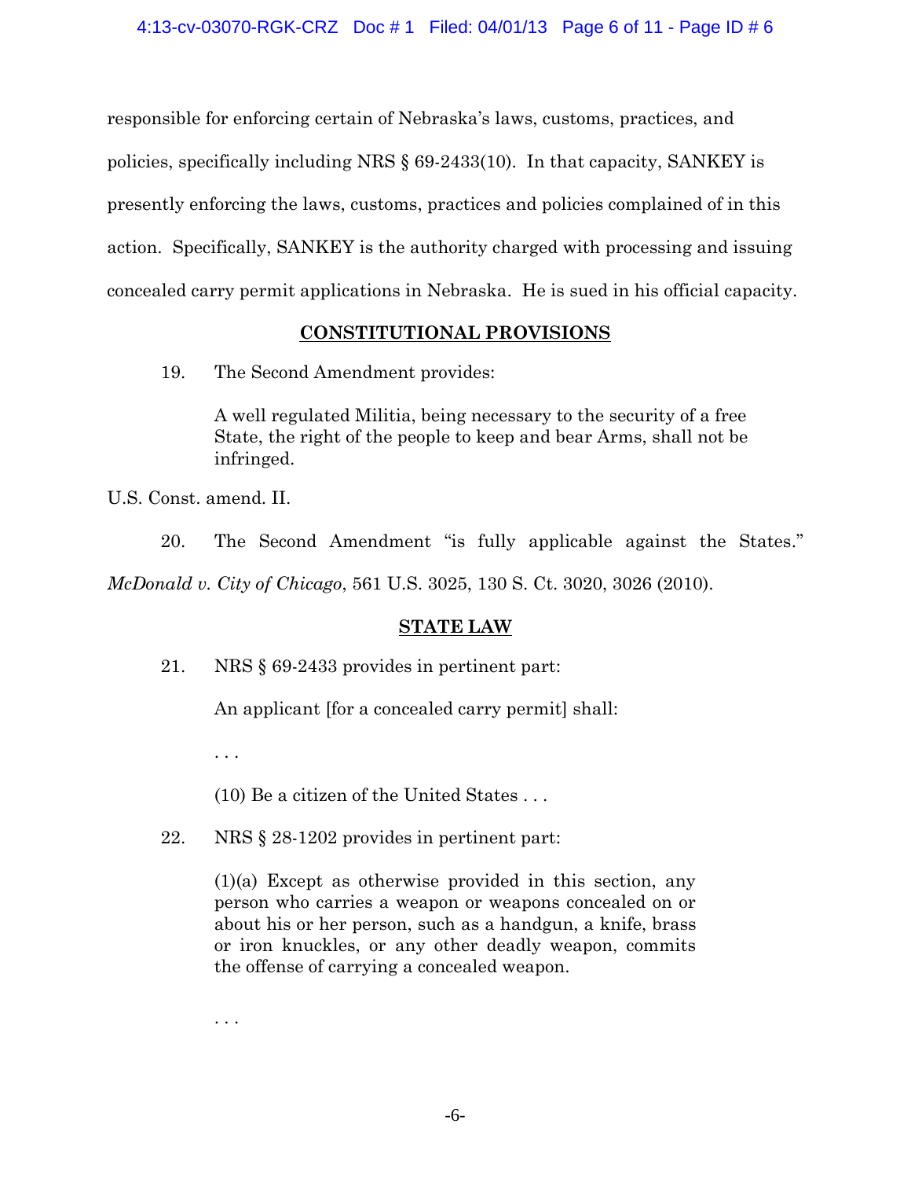responsible for enforcing certain of Nebraska's laws, customs, practices, and policies, specifically including NRS § 69-2433(10). In that capacity, SANKEY is presently enforcing the laws, customs, practices and policies complained of in this action. Specifically, SANKEY is the authority charged with processing and issuing concealed carry permit applications in Nebraska. He is sued in his official capacity.

## CONSTITUTIONAL PROVISIONS

19. The Second Amendment provides:

> A well regulated Militia, being necessary to the security of a free State, the right of the people to keep and bear Arms, shall not be infringed.

U.S. Const. amend. II.

20. The Second Amendment "is fully applicable against the States." *McDonald v. City of Chicago*, 561 U.S. 3025, 130 S. Ct. 3020, 3026 (2010).

## STATE LAW

21. NRS § 69-2433 provides in pertinent part:

> An applicant [for a concealed carry permit] shall:
>
> . . .
>
> (10) Be a citizen of the United States . . .

22. NRS § 28-1202 provides in pertinent part:

> (1)(a) Except as otherwise provided in this section, any person who carries a weapon or weapons concealed on or about his or her person, such as a handgun, a knife, brass or iron knuckles, or any other deadly weapon, commits the offense of carrying a concealed weapon.
>
> . . .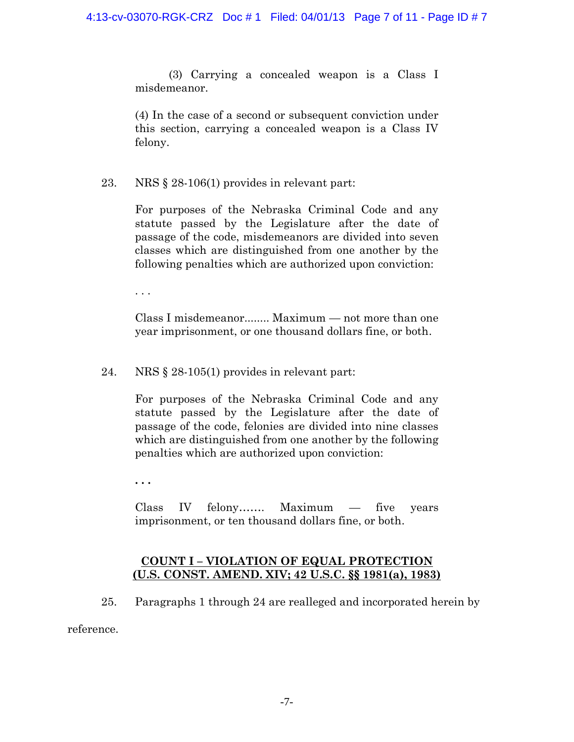> (3) Carrying a concealed weapon is a Class I misdemeanor.
>
> (4) In the case of a second or subsequent conviction under this section, carrying a concealed weapon is a Class IV felony.

23. NRS § 28-106(1) provides in relevant part:

> For purposes of the Nebraska Criminal Code and any statute passed by the Legislature after the date of passage of the code, misdemeanors are divided into seven classes which are distinguished from one another by the following penalties which are authorized upon conviction:
>
> . . .
>
> Class I misdemeanor........ Maximum — not more than one year imprisonment, or one thousand dollars fine, or both.

24. NRS § 28-105(1) provides in relevant part:

> For purposes of the Nebraska Criminal Code and any statute passed by the Legislature after the date of passage of the code, felonies are divided into nine classes which are distinguished from one another by the following penalties which are authorized upon conviction:
>
> . . .
>
> Class IV felony……. Maximum — five years imprisonment, or ten thousand dollars fine, or both.

## COUNT I – VIOLATION OF EQUAL PROTECTION (U.S. CONST. AMEND. XIV; 42 U.S.C. §§ 1981(a), 1983)

25. Paragraphs 1 through 24 are realleged and incorporated herein by reference.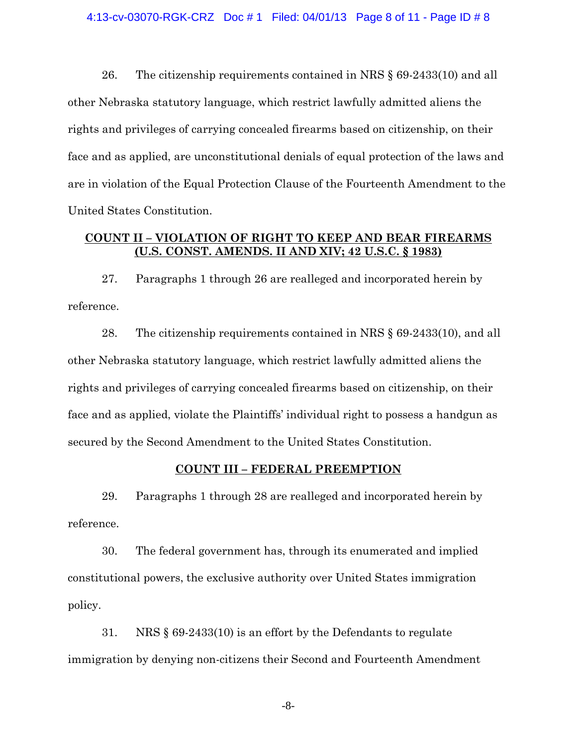26. The citizenship requirements contained in NRS § 69-2433(10) and all other Nebraska statutory language, which restrict lawfully admitted aliens the rights and privileges of carrying concealed firearms based on citizenship, on their face and as applied, are unconstitutional denials of equal protection of the laws and are in violation of the Equal Protection Clause of the Fourteenth Amendment to the United States Constitution.

**COUNT II – VIOLATION OF RIGHT TO KEEP AND BEAR FIREARMS (U.S. CONST. AMENDS. II AND XIV; 42 U.S.C. § 1983)**

27. Paragraphs 1 through 26 are realleged and incorporated herein by reference.

28. The citizenship requirements contained in NRS § 69-2433(10), and all other Nebraska statutory language, which restrict lawfully admitted aliens the rights and privileges of carrying concealed firearms based on citizenship, on their face and as applied, violate the Plaintiffs' individual right to possess a handgun as secured by the Second Amendment to the United States Constitution.

**COUNT III – FEDERAL PREEMPTION**

29. Paragraphs 1 through 28 are realleged and incorporated herein by reference.

30. The federal government has, through its enumerated and implied constitutional powers, the exclusive authority over United States immigration policy.

31. NRS § 69-2433(10) is an effort by the Defendants to regulate immigration by denying non-citizens their Second and Fourteenth Amendment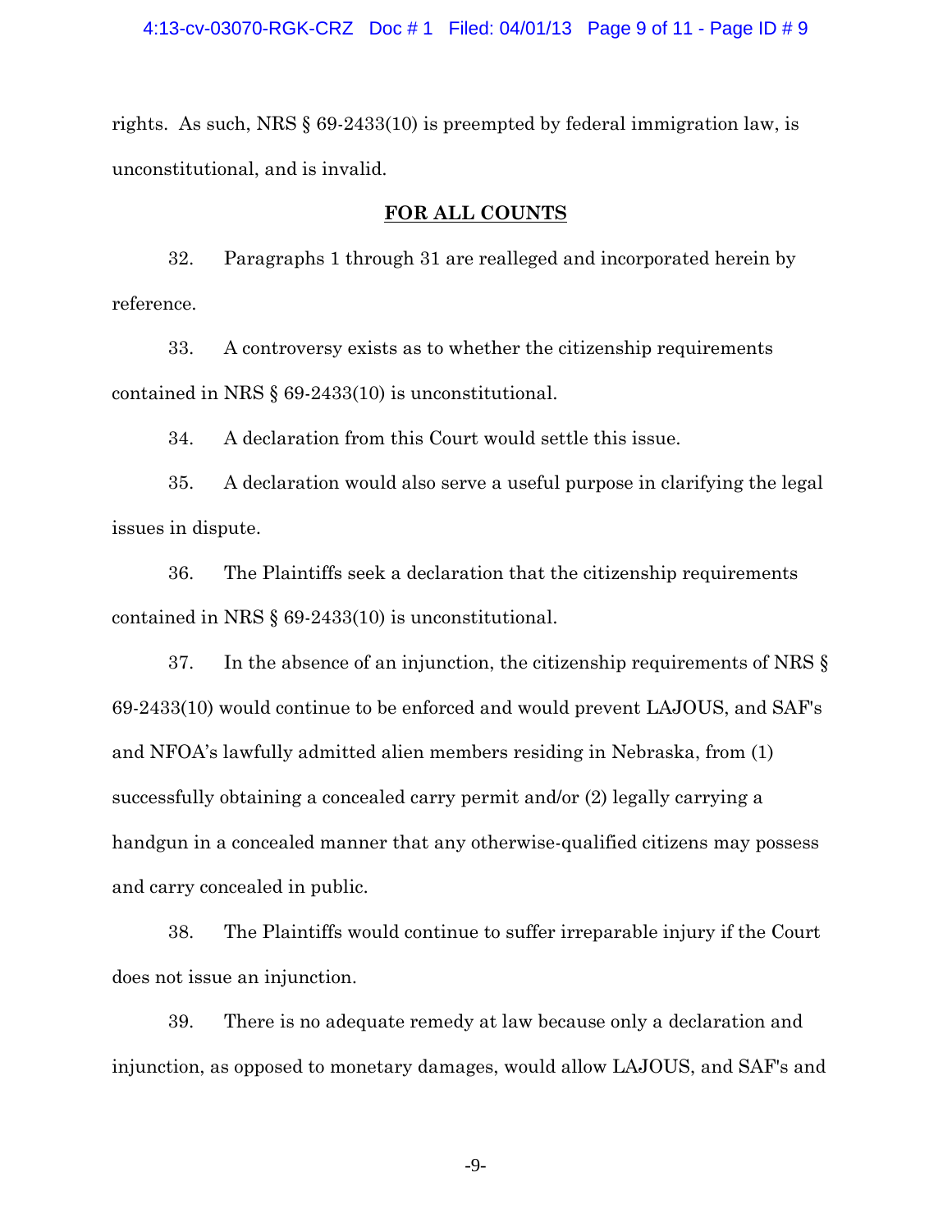rights. As such, NRS § 69-2433(10) is preempted by federal immigration law, is unconstitutional, and is invalid.

## FOR ALL COUNTS

32. Paragraphs 1 through 31 are realleged and incorporated herein by reference.

33. A controversy exists as to whether the citizenship requirements contained in NRS § 69-2433(10) is unconstitutional.

34. A declaration from this Court would settle this issue.

35. A declaration would also serve a useful purpose in clarifying the legal issues in dispute.

36. The Plaintiffs seek a declaration that the citizenship requirements contained in NRS § 69-2433(10) is unconstitutional.

37. In the absence of an injunction, the citizenship requirements of NRS § 69-2433(10) would continue to be enforced and would prevent LAJOUS, and SAF's and NFOA's lawfully admitted alien members residing in Nebraska, from (1) successfully obtaining a concealed carry permit and/or (2) legally carrying a handgun in a concealed manner that any otherwise-qualified citizens may possess and carry concealed in public.

38. The Plaintiffs would continue to suffer irreparable injury if the Court does not issue an injunction.

39. There is no adequate remedy at law because only a declaration and injunction, as opposed to monetary damages, would allow LAJOUS, and SAF's and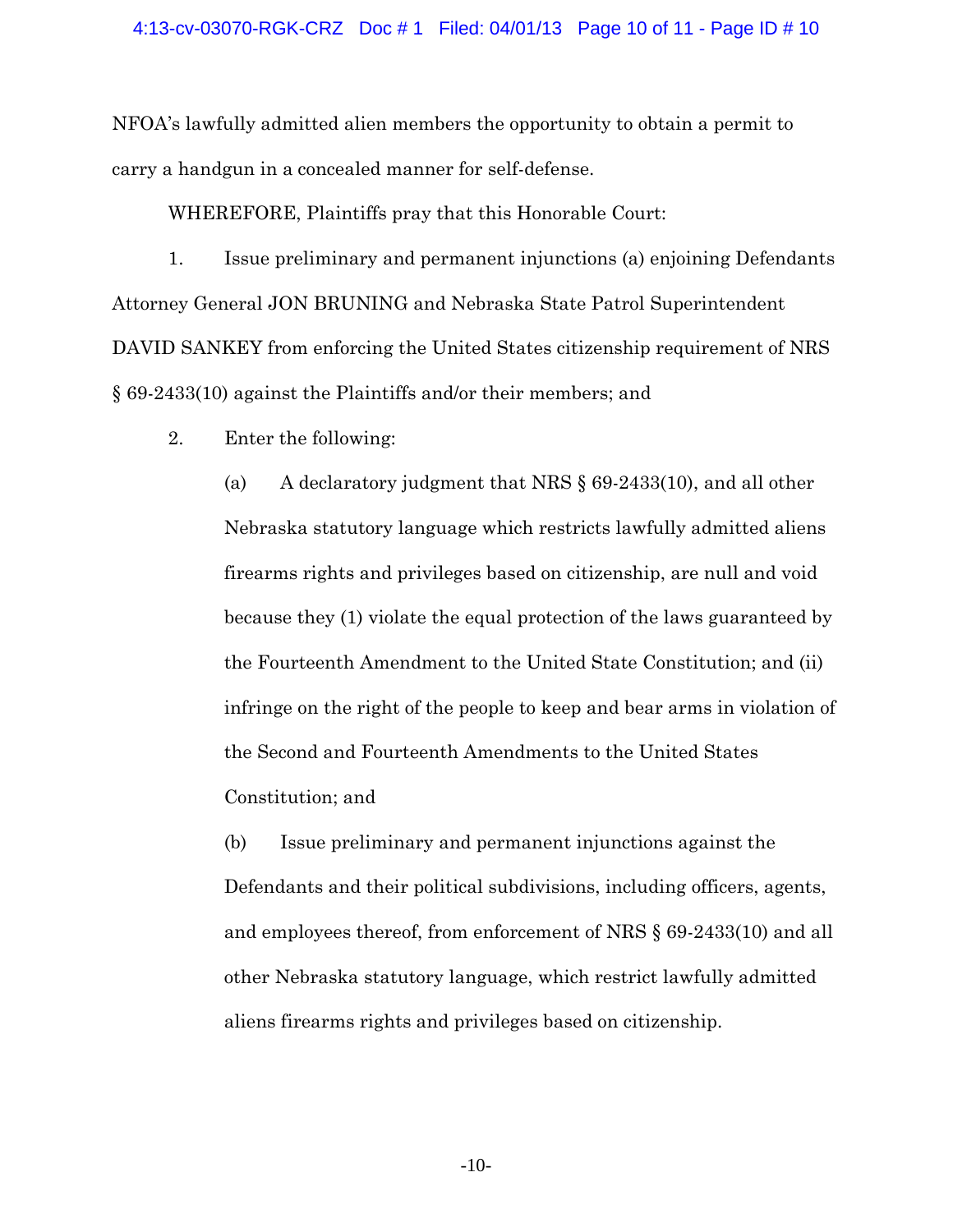NFOA's lawfully admitted alien members the opportunity to obtain a permit to carry a handgun in a concealed manner for self-defense.

WHEREFORE, Plaintiffs pray that this Honorable Court:

1. Issue preliminary and permanent injunctions (a) enjoining Defendants Attorney General JON BRUNING and Nebraska State Patrol Superintendent DAVID SANKEY from enforcing the United States citizenship requirement of NRS § 69-2433(10) against the Plaintiffs and/or their members; and

2. Enter the following:

   (a) A declaratory judgment that NRS § 69-2433(10), and all other Nebraska statutory language which restricts lawfully admitted aliens firearms rights and privileges based on citizenship, are null and void because they (1) violate the equal protection of the laws guaranteed by the Fourteenth Amendment to the United State Constitution; and (ii) infringe on the right of the people to keep and bear arms in violation of the Second and Fourteenth Amendments to the United States Constitution; and

   (b) Issue preliminary and permanent injunctions against the Defendants and their political subdivisions, including officers, agents, and employees thereof, from enforcement of NRS § 69-2433(10) and all other Nebraska statutory language, which restrict lawfully admitted aliens firearms rights and privileges based on citizenship.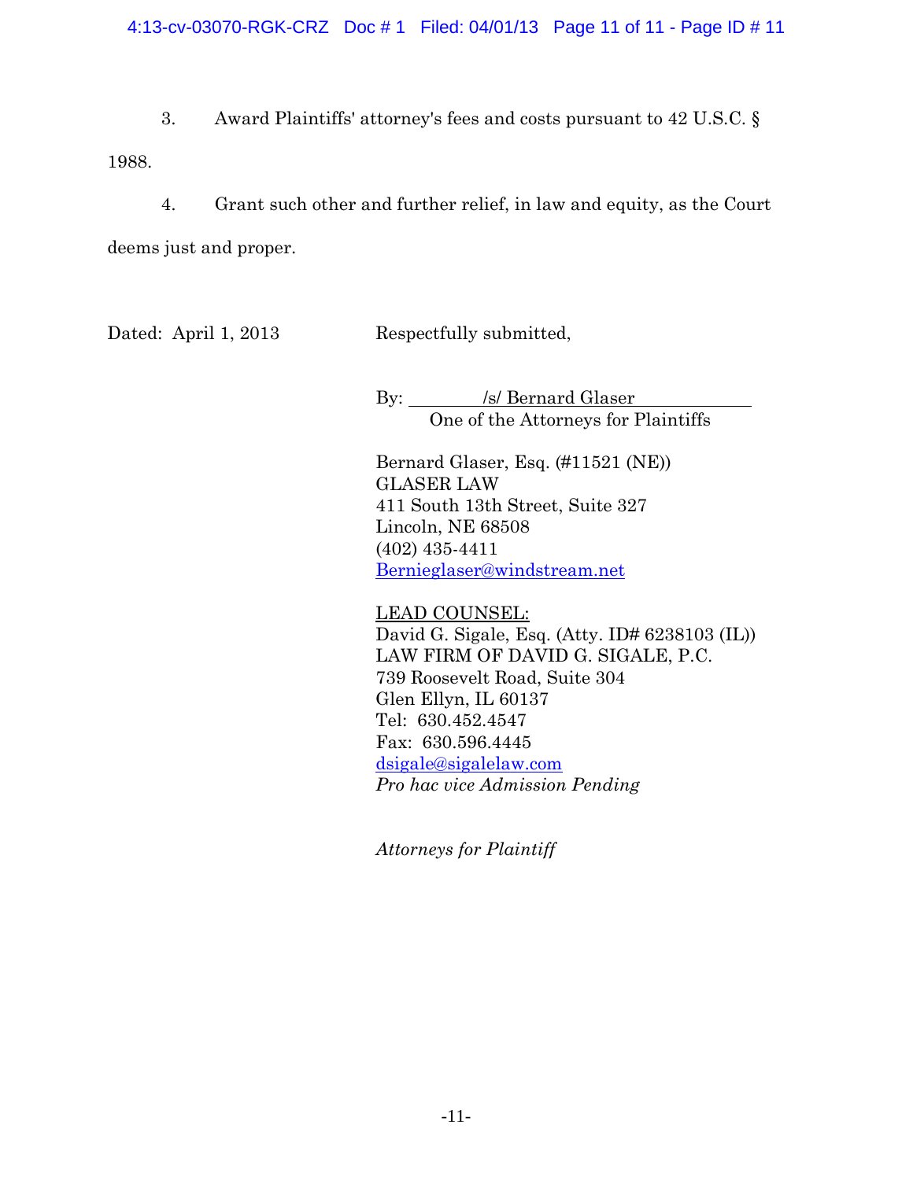3. Award Plaintiffs' attorney's fees and costs pursuant to 42 U.S.C. § 1988.

4. Grant such other and further relief, in law and equity, as the Court deems just and proper.

Dated: April 1, 2013

Respectfully submitted,

By: /s/ Bernard Glaser
One of the Attorneys for Plaintiffs

Bernard Glaser, Esq. (#11521 (NE))
GLASER LAW
411 South 13th Street, Suite 327
Lincoln, NE 68508
(402) 435-4411
Bernieglaser@windstream.net

LEAD COUNSEL:
David G. Sigale, Esq. (Atty. ID# 6238103 (IL))
LAW FIRM OF DAVID G. SIGALE, P.C.
739 Roosevelt Road, Suite 304
Glen Ellyn, IL 60137
Tel: 630.452.4547
Fax: 630.596.4445
dsigale@sigalelaw.com
*Pro hac vice Admission Pending*

*Attorneys for Plaintiff*